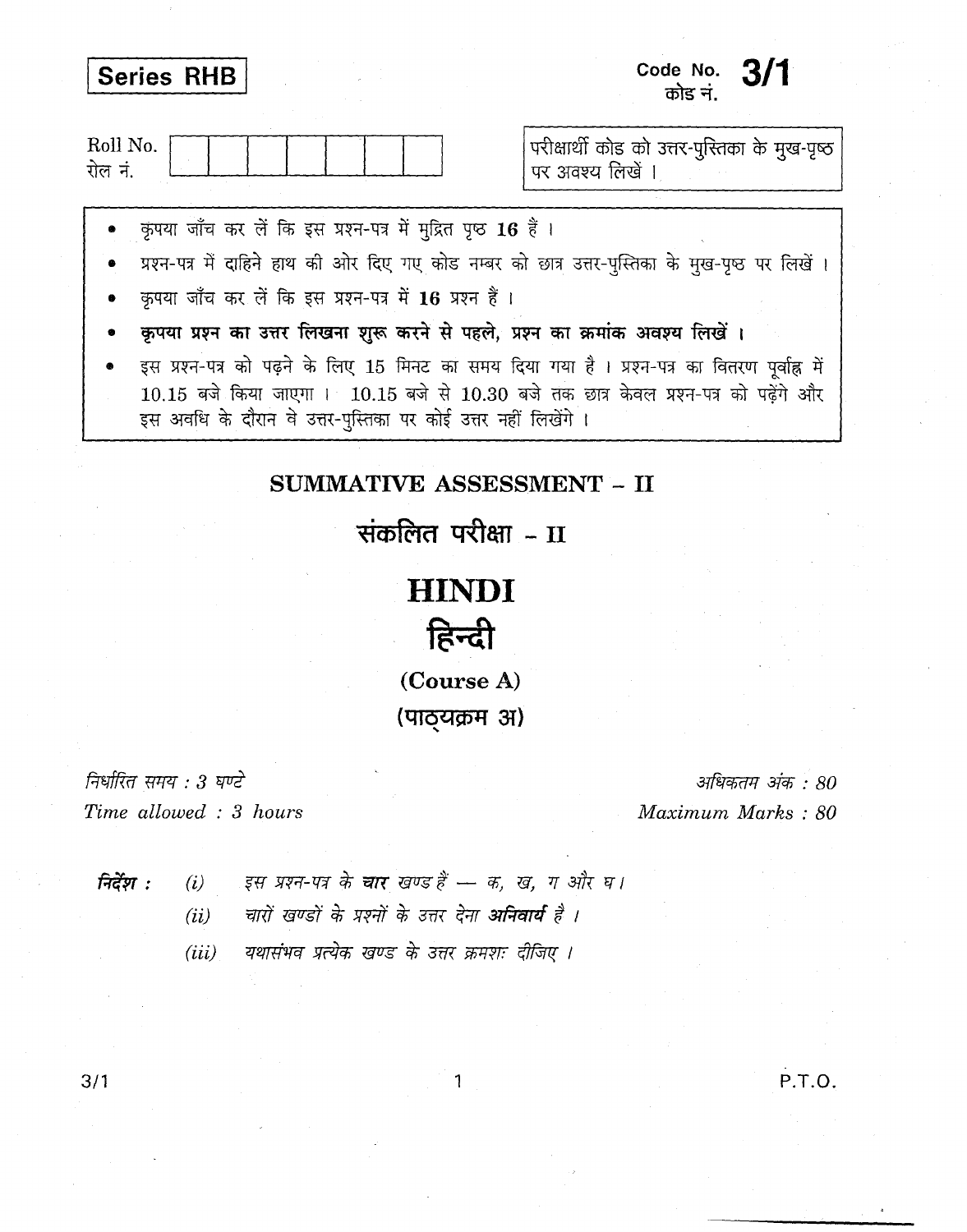**Series RHB**

Code No. **3/1**
कोड नं.

Roll No.
रोल नं.

परीक्षार्थी कोड को उत्तर-पुस्तिका के मुख-पृष्ठ पर अवश्य लिखें ।

- कृपया जाँच कर लें कि इस प्रश्न-पत्र में मुद्रित पृष्ठ **16** हैं ।
- प्रश्न-पत्र में दाहिने हाथ की ओर दिए गए कोड नम्बर को छात्र उत्तर-पुस्तिका के मुख-पृष्ठ पर लिखें ।
- कृपया जाँच कर लें कि इस प्रश्न-पत्र में **16** प्रश्न हैं ।
- **कृपया प्रश्न का उत्तर लिखना शुरू करने से पहले, प्रश्न का क्रमांक अवश्य लिखें ।**
- इस प्रश्न-पत्र को पढ़ने के लिए 15 मिनट का समय दिया गया है । प्रश्न-पत्र का वितरण पूर्वाह्न में 10.15 बजे किया जाएगा । 10.15 बजे से 10.30 बजे तक छात्र केवल प्रश्न-पत्र को पढ़ेंगे और इस अवधि के दौरान वे उत्तर-पुस्तिका पर कोई उत्तर नहीं लिखेंगे ।

## SUMMATIVE ASSESSMENT – II

## संकलित परीक्षा – II

# HINDI

# हिन्दी

**(Course A)**

**(पाठ्यक्रम अ)**

*निर्धारित समय : 3 घण्टे*
*Time allowed : 3 hours*

*अधिकतम अंक : 80*
*Maximum Marks : 80*

**निर्देश :** *(i)* *इस प्रश्न-पत्र के* ***चार*** *खण्ड हैं — क, ख, ग और घ।*

*(ii)* *चारों खण्डों के प्रश्नों के उत्तर देना* ***अनिवार्य*** *है ।*

*(iii)* *यथासंभव प्रत्येक खण्ड के उत्तर क्रमशः दीजिए ।*

3/1

P.T.O.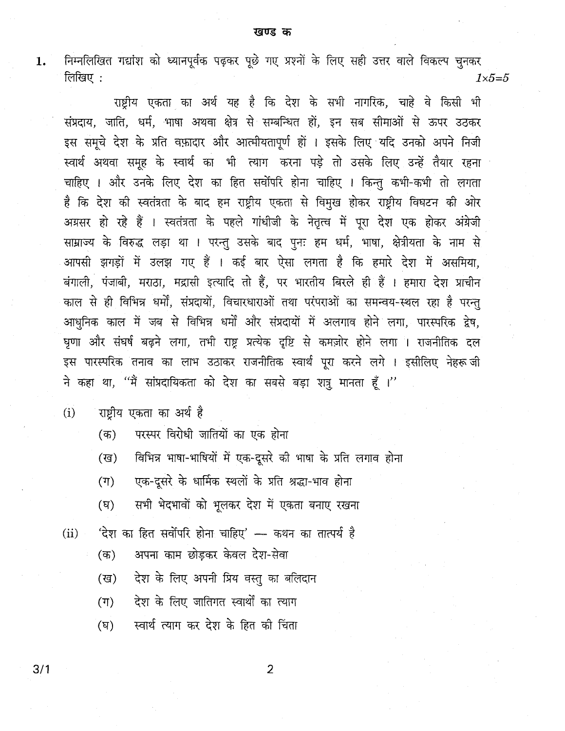## खण्ड क

**1.** निम्नलिखित गद्यांश को ध्यानपूर्वक पढ़कर पूछे गए प्रश्नों के लिए सही उत्तर वाले विकल्प चुनकर लिखिए : *1×5=5*

राष्ट्रीय एकता का अर्थ यह है कि देश के सभी नागरिक, चाहे वे किसी भी संप्रदाय, जाति, धर्म, भाषा अथवा क्षेत्र से सम्बन्धित हों, इन सब सीमाओं से ऊपर उठकर इस समूचे देश के प्रति वफ़ादार और आत्मीयतापूर्ण हों । इसके लिए यदि उनको अपने निजी स्वार्थ अथवा समूह के स्वार्थ का भी त्याग करना पड़े तो उसके लिए उन्हें तैयार रहना चाहिए । और उनके लिए देश का हित सर्वोपरि होना चाहिए । किन्तु कभी-कभी तो लगता है कि देश की स्वतंत्रता के बाद हम राष्ट्रीय एकता से विमुख होकर राष्ट्रीय विघटन की ओर अग्रसर हो रहे हैं । स्वतंत्रता के पहले गांधीजी के नेतृत्व में पूरा देश एक होकर अंग्रेजी साम्राज्य के विरुद्ध लड़ा था । परन्तु उसके बाद पुनः हम धर्म, भाषा, क्षेत्रीयता के नाम से आपसी झगड़ों में उलझ गए हैं । कई बार ऐसा लगता है कि हमारे देश में असमिया, बंगाली, पंजाबी, मराठा, मद्रासी इत्यादि तो हैं, पर भारतीय बिरले ही हैं । हमारा देश प्राचीन काल से ही विभिन्न धर्मों, संप्रदायों, विचारधाराओं तथा परंपराओं का समन्वय-स्थल रहा है परन्तु आधुनिक काल में जब से विभिन्न धर्मों और संप्रदायों में अलगाव होने लगा, पारस्परिक द्वेष, घृणा और संघर्ष बढ़ने लगा, तभी राष्ट्र प्रत्येक दृष्टि से कमज़ोर होने लगा । राजनीतिक दल इस पारस्परिक तनाव का लाभ उठाकर राजनीतिक स्वार्थ पूरा करने लगे । इसीलिए नेहरू जी ने कहा था, "मैं सांप्रदायिकता को देश का सबसे बड़ा शत्रु मानता हूँ ।"

(i) राष्ट्रीय एकता का अर्थ है

- (क) परस्पर विरोधी जातियों का एक होना
- (ख) विभिन्न भाषा-भाषियों में एक-दूसरे की भाषा के प्रति लगाव होना
- (ग) एक-दूसरे के धार्मिक स्थलों के प्रति श्रद्धा-भाव होना
- (घ) सभी भेदभावों को भूलकर देश में एकता बनाए रखना

(ii) 'देश का हित सर्वोपरि होना चाहिए' — कथन का तात्पर्य है

- (क) अपना काम छोड़कर केवल देश-सेवा
- (ख) देश के लिए अपनी प्रिय वस्तु का बलिदान
- (ग) देश के लिए जातिगत स्वार्थों का त्याग
- (घ) स्वार्थ त्याग कर देश के हित की चिंता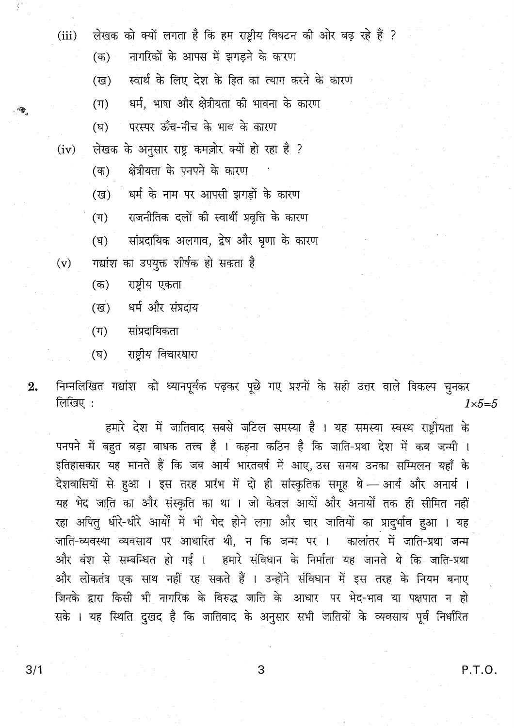(iii) लेखक को क्यों लगता है कि हम राष्ट्रीय विघटन की ओर बढ़ रहे हैं ?

   (क) नागरिकों के आपस में झगड़ने के कारण

   (ख) स्वार्थ के लिए देश के हित का त्याग करने के कारण

   (ग) धर्म, भाषा और क्षेत्रीयता की भावना के कारण

   (घ) परस्पर ऊँच-नीच के भाव के कारण

(iv) लेखक के अनुसार राष्ट्र कमज़ोर क्यों हो रहा है ?

   (क) क्षेत्रीयता के पनपने के कारण

   (ख) धर्म के नाम पर आपसी झगड़ों के कारण

   (ग) राजनीतिक दलों की स्वार्थी प्रवृत्ति के कारण

   (घ) सांप्रदायिक अलगाव, द्वेष और घृणा के कारण

(v) गद्यांश का उपयुक्त शीर्षक हो सकता है

   (क) राष्ट्रीय एकता

   (ख) धर्म और संप्रदाय

   (ग) सांप्रदायिकता

   (घ) राष्ट्रीय विचारधारा

**2.** निम्नलिखित गद्यांश को ध्यानपूर्वक पढ़कर पूछे गए प्रश्नों के सही उत्तर वाले विकल्प चुनकर लिखिए : *1×5=5*

हमारे देश में जातिवाद सबसे जटिल समस्या है । यह समस्या स्वस्थ राष्ट्रीयता के पनपने में बहुत बड़ा बाधक तत्त्व है । कहना कठिन है कि जाति-प्रथा देश में कब जन्मी । इतिहासकार यह मानते हैं कि जब आर्य भारतवर्ष में आए, उस समय उनका सम्मिलन यहाँ के देशवासियों से हुआ । इस तरह प्रारंभ में दो ही सांस्कृतिक समूह थे — आर्य और अनार्य । यह भेद जाति का और संस्कृति का था । जो केवल आर्यों और अनार्यों तक ही सीमित नहीं रहा अपितु धीरे-धीरे आर्यों में भी भेद होने लगा और चार जातियों का प्रादुर्भाव हुआ । यह जाति-व्यवस्था व्यवसाय पर आधारित थी, न कि जन्म पर । कालांतर में जाति-प्रथा जन्म और वंश से सम्बन्धित हो गई । हमारे संविधान के निर्माता यह जानते थे कि जाति-प्रथा और लोकतंत्र एक साथ नहीं रह सकते हैं । उन्होंने संविधान में इस तरह के नियम बनाए जिनके द्वारा किसी भी नागरिक के विरुद्ध जाति के आधार पर भेद-भाव या पक्षपात न हो सके । यह स्थिति दुखद है कि जातिवाद के अनुसार सभी जातियों के व्यवसाय पूर्व निर्धारित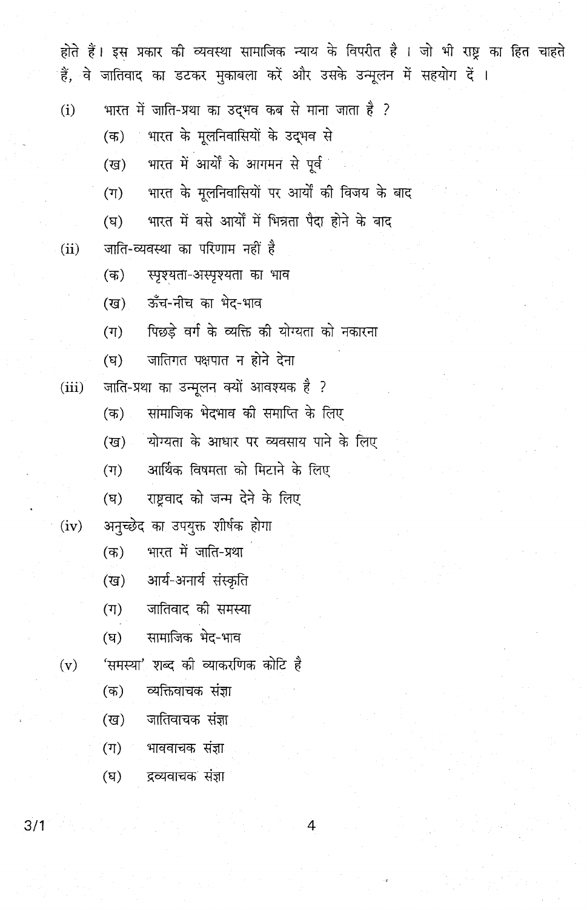होते हैं। इस प्रकार की व्यवस्था सामाजिक न्याय के विपरीत है । जो भी राष्ट्र का हित चाहते हैं, वे जातिवाद का डटकर मुकाबला करें और उसके उन्मूलन में सहयोग दें ।

(i) भारत में जाति-प्रथा का उद्भव कब से माना जाता है ?

(क) भारत के मूलनिवासियों के उद्भव से

(ख) भारत में आर्यों के आगमन से पूर्व

(ग) भारत के मूलनिवासियों पर आर्यों की विजय के बाद

(घ) भारत में बसे आर्यों में भिन्नता पैदा होने के बाद

(ii) जाति-व्यवस्था का परिणाम नहीं है

(क) स्पृश्यता-अस्पृश्यता का भाव

(ख) ऊँच-नीच का भेद-भाव

(ग) पिछड़े वर्ग के व्यक्ति की योग्यता को नकारना

(घ) जातिगत पक्षपात न होने देना

(iii) जाति-प्रथा का उन्मूलन क्यों आवश्यक है ?

(क) सामाजिक भेदभाव की समाप्ति के लिए

(ख) योग्यता के आधार पर व्यवसाय पाने के लिए

(ग) आर्थिक विषमता को मिटाने के लिए

(घ) राष्ट्रवाद को जन्म देने के लिए

(iv) अनुच्छेद का उपयुक्त शीर्षक होगा

(क) भारत में जाति-प्रथा

(ख) आर्य-अनार्य संस्कृति

(ग) जातिवाद की समस्या

(घ) सामाजिक भेद-भाव

(v) 'समस्या' शब्द की व्याकरणिक कोटि है

(क) व्यक्तिवाचक संज्ञा

(ख) जातिवाचक संज्ञा

(ग) भाववाचक संज्ञा

(घ) द्रव्यवाचक संज्ञा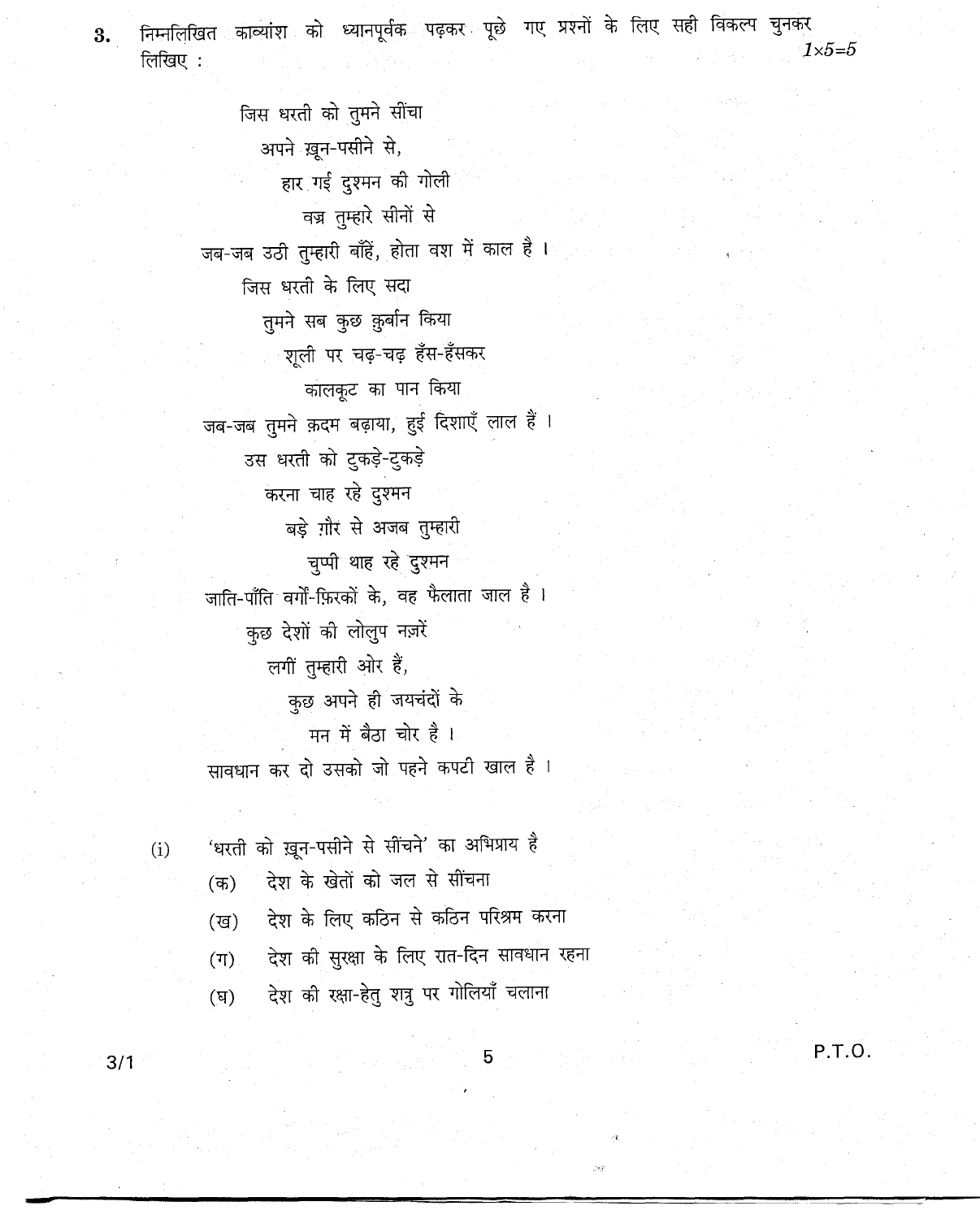**3.** निम्नलिखित काव्यांश को ध्यानपूर्वक पढ़कर पूछे गए प्रश्नों के लिए सही विकल्प चुनकर लिखिए : *1×5=5*

जिस धरती को तुमने सींचा
अपने ख़ून-पसीने से,
हार गई दुश्मन की गोली
वज्र तुम्हारे सीनों से
जब-जब उठी तुम्हारी बाँहें, होता वश में काल है ।
जिस धरती के लिए सदा
तुमने सब कुछ क़ुर्बान किया
शूली पर चढ़-चढ़ हँस-हँसकर
कालकूट का पान किया
जब-जब तुमने क़दम बढ़ाया, हुई दिशाएँ लाल हैं ।
उस धरती को टुकड़े-टुकड़े
करना चाह रहे दुश्मन
बड़े ग़ौर से अजब तुम्हारी
चुप्पी थाह रहे दुश्मन
जाति-पाँति वर्गों-फ़िरकों के, वह फैलाता जाल है ।
कुछ देशों की लोलुप नज़रें
लगीं तुम्हारी ओर हैं,
कुछ अपने ही जयचंदों के
मन में बैठा चोर है ।
सावधान कर दो उसको जो पहने कपटी खाल है ।

(i) 'धरती को ख़ून-पसीने से सींचने' का अभिप्राय है

(क) देश के खेतों को जल से सींचना

(ख) देश के लिए कठिन से कठिन परिश्रम करना

(ग) देश की सुरक्षा के लिए रात-दिन सावधान रहना

(घ) देश की रक्षा-हेतु शत्रु पर गोलियाँ चलाना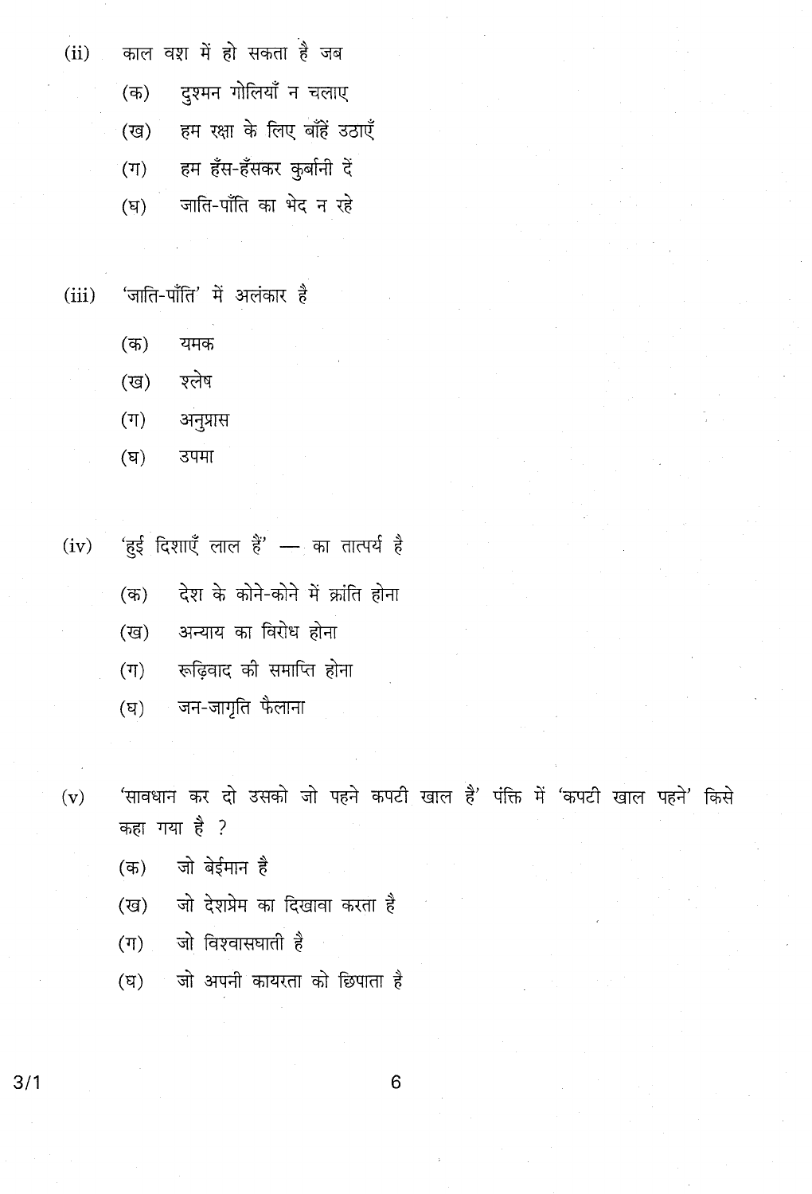(ii) काल वश में हो सकता है जब

(क) दुश्मन गोलियाँ न चलाए

(ख) हम रक्षा के लिए बाँहें उठाएँ

(ग) हम हँस-हँसकर कुर्बानी दें

(घ) जाति-पाँति का भेद न रहे

(iii) 'जाति-पाँति' में अलंकार है

(क) यमक

(ख) श्लेष

(ग) अनुप्रास

(घ) उपमा

(iv) 'हुई दिशाएँ लाल हैं' — का तात्पर्य है

(क) देश के कोने-कोने में क्रांति होना

(ख) अन्याय का विरोध होना

(ग) रूढ़िवाद की समाप्ति होना

(घ) जन-जागृति फैलाना

(v) 'सावधान कर दो उसको जो पहने कपटी खाल है' पंक्ति में 'कपटी खाल पहने' किसे कहा गया है ?

(क) जो बेईमान है

(ख) जो देशप्रेम का दिखावा करता है

(ग) जो विश्वासघाती है

(घ) जो अपनी कायरता को छिपाता है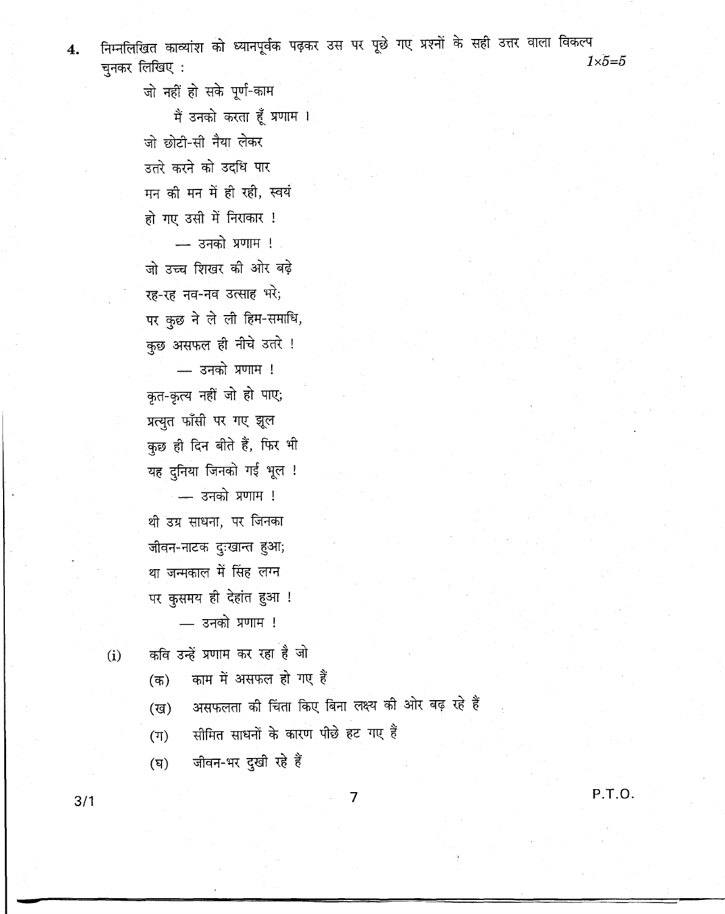4. निम्नलिखित काव्यांश को ध्यानपूर्वक पढ़कर उस पर पूछे गए प्रश्नों के सही उत्तर वाला विकल्प चुनकर लिखिए : *1×5=5*

जो नहीं हो सके पूर्ण-काम  
　　मैं उनको करता हूँ प्रणाम ।  
जो छोटी-सी नैया लेकर  
उतरे करने को उदधि पार  
मन की मन में ही रही, स्वयं  
हो गए उसी में निराकार !  
　　— उनको प्रणाम !  
जो उच्च शिखर की ओर बढ़े  
रह-रह नव-नव उत्साह भरे;  
पर कुछ ने ले ली हिम-समाधि,  
कुछ असफल ही नीचे उतरे !  
　　— उनको प्रणाम !  
कृत-कृत्य नहीं जो हो पाए;  
प्रत्युत फाँसी पर गए झूल  
कुछ ही दिन बीते हैं, फिर भी  
यह दुनिया जिनको गई भूल !  
　　— उनको प्रणाम !  
थी उग्र साधना, पर जिनका  
जीवन-नाटक दुःखान्त हुआ;  
था जन्मकाल में सिंह लग्न  
पर कुसमय ही देहांत हुआ !  
　　— उनको प्रणाम !

(i) कवि उन्हें प्रणाम कर रहा है जो

- (क) काम में असफल हो गए हैं
- (ख) असफलता की चिंता किए बिना लक्ष्य की ओर बढ़ रहे हैं
- (ग) सीमित साधनों के कारण पीछे हट गए हैं
- (घ) जीवन-भर दुखी रहे हैं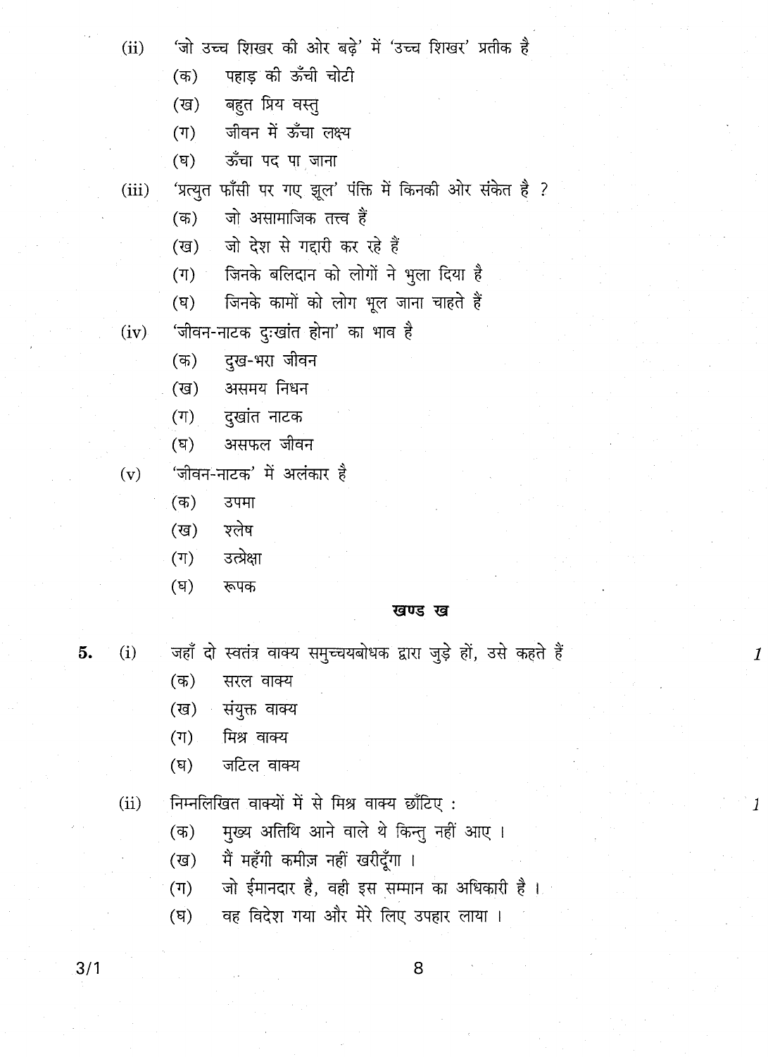(ii) 'जो उच्च शिखर की ओर बढ़े' में 'उच्च शिखर' प्रतीक है

- (क) पहाड़ की ऊँची चोटी
- (ख) बहुत प्रिय वस्तु
- (ग) जीवन में ऊँचा लक्ष्य
- (घ) ऊँचा पद पा जाना

(iii) 'प्रत्युत फाँसी पर गए झूल' पंक्ति में किनकी ओर संकेत है ?

- (क) जो असामाजिक तत्त्व हैं
- (ख) जो देश से गद्दारी कर रहे हैं
- (ग) जिनके बलिदान को लोगों ने भुला दिया है
- (घ) जिनके कामों को लोग भूल जाना चाहते हैं

(iv) 'जीवन-नाटक दुःखांत होना' का भाव है

- (क) दुख-भरा जीवन
- (ख) असमय निधन
- (ग) दुखांत नाटक
- (घ) असफल जीवन

(v) 'जीवन-नाटक' में अलंकार है

- (क) उपमा
- (ख) श्लेष
- (ग) उत्प्रेक्षा
- (घ) रूपक

## खण्ड ख

**5.** (i) जहाँ दो स्वतंत्र वाक्य समुच्चयबोधक द्वारा जुड़े हों, उसे कहते हैं 1

- (क) सरल वाक्य
- (ख) संयुक्त वाक्य
- (ग) मिश्र वाक्य
- (घ) जटिल वाक्य

(ii) निम्नलिखित वाक्यों में से मिश्र वाक्य छाँटिए : 1

- (क) मुख्य अतिथि आने वाले थे किन्तु नहीं आए ।
- (ख) मैं महँगी कमीज़ नहीं खरीदूँगा ।
- (ग) जो ईमानदार है, वही इस सम्मान का अधिकारी है ।
- (घ) वह विदेश गया और मेरे लिए उपहार लाया ।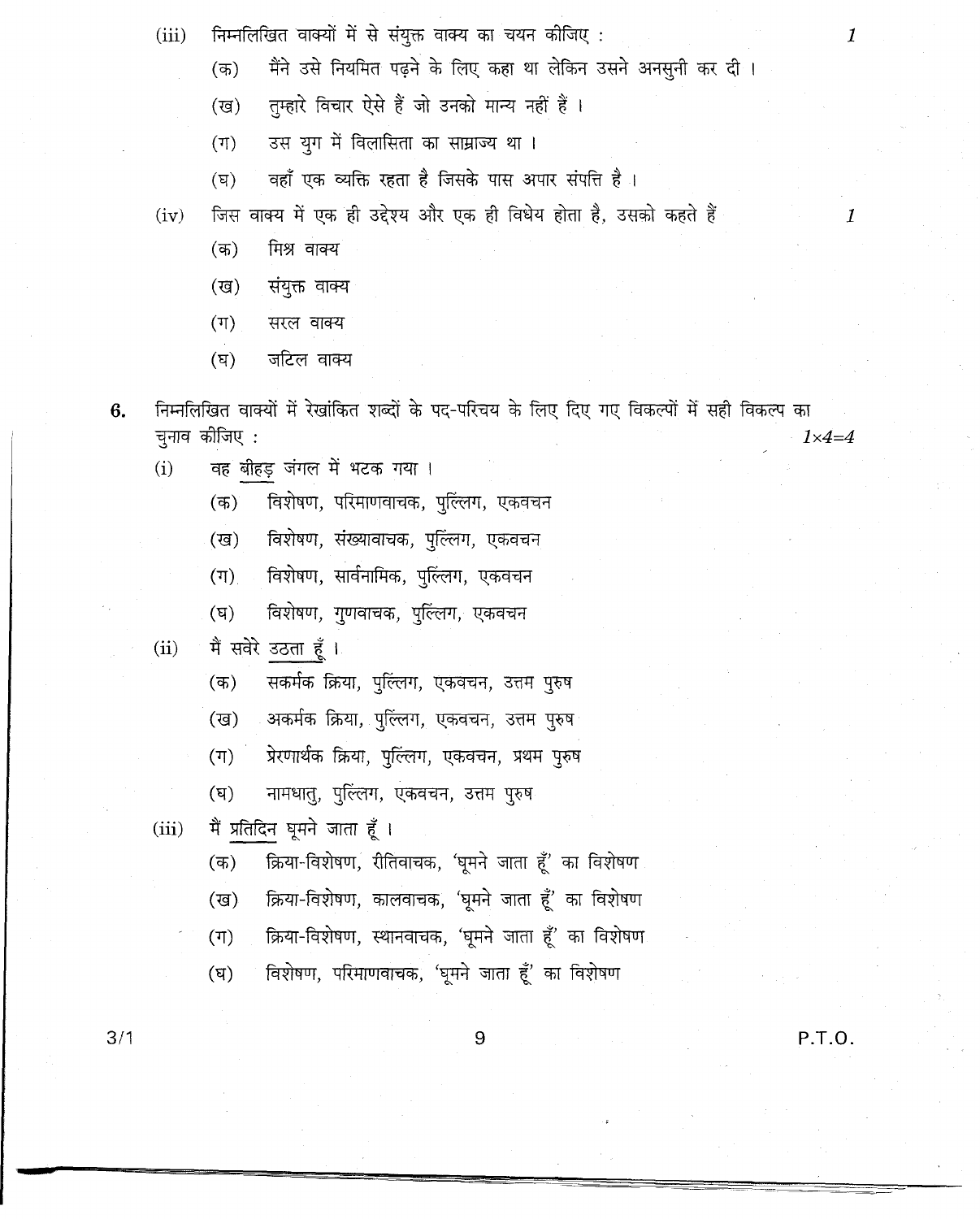(iii) निम्नलिखित वाक्यों में से संयुक्त वाक्य का चयन कीजिए : 1

(क) मैंने उसे नियमित पढ़ने के लिए कहा था लेकिन उसने अनसुनी कर दी ।

(ख) तुम्हारे विचार ऐसे हैं जो उनको मान्य नहीं हैं ।

(ग) उस युग में विलासिता का साम्राज्य था ।

(घ) वहाँ एक व्यक्ति रहता है जिसके पास अपार संपत्ति है ।

(iv) जिस वाक्य में एक ही उद्देश्य और एक ही विधेय होता है, उसको कहते हैं 1

(क) मिश्र वाक्य

(ख) संयुक्त वाक्य

(ग) सरल वाक्य

(घ) जटिल वाक्य

**6.** निम्नलिखित वाक्यों में रेखांकित शब्दों के पद-परिचय के लिए दिए गए विकल्पों में सही विकल्प का चुनाव कीजिए : $1 \times 4 = 4$

(i) वह <u>बीहड़</u> जंगल में भटक गया ।

(क) विशेषण, परिमाणवाचक, पुल्लिंग, एकवचन

(ख) विशेषण, संख्यावाचक, पुल्लिंग, एकवचन

(ग) विशेषण, सार्वनामिक, पुल्लिंग, एकवचन

(घ) विशेषण, गुणवाचक, पुल्लिंग, एकवचन

(ii) मैं सवेरे <u>उठता हूँ</u> ।

(क) सकर्मक क्रिया, पुल्लिंग, एकवचन, उत्तम पुरुष

(ख) अकर्मक क्रिया, पुल्लिंग, एकवचन, उत्तम पुरुष

(ग) प्रेरणार्थक क्रिया, पुल्लिंग, एकवचन, प्रथम पुरुष

(घ) नामधातु, पुल्लिंग, एकवचन, उत्तम पुरुष

(iii) मैं <u>प्रतिदिन</u> घूमने जाता हूँ ।

(क) क्रिया-विशेषण, रीतिवाचक, 'घूमने जाता हूँ' का विशेषण

(ख) क्रिया-विशेषण, कालवाचक, 'घूमने जाता हूँ' का विशेषण

(ग) क्रिया-विशेषण, स्थानवाचक, 'घूमने जाता हूँ' का विशेषण

(घ) विशेषण, परिमाणवाचक, 'घूमने जाता हूँ' का विशेषण

3/1

P.T.O.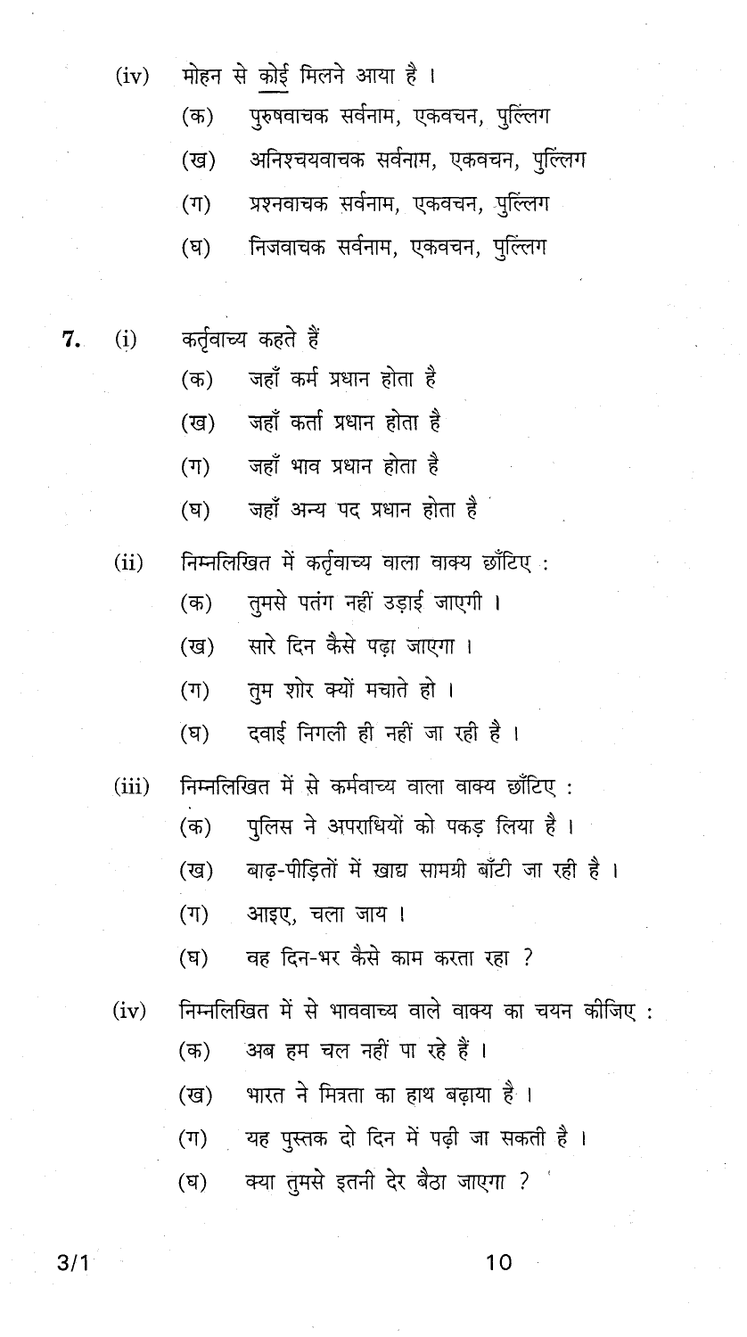(iv) मोहन से <u>कोई</u> मिलने आया है ।

(क) पुरुषवाचक सर्वनाम, एकवचन, पुल्लिंग

(ख) अनिश्चयवाचक सर्वनाम, एकवचन, पुल्लिंग

(ग) प्रश्नवाचक सर्वनाम, एकवचन, पुल्लिंग

(घ) निजवाचक सर्वनाम, एकवचन, पुल्लिंग

**7.** (i) कर्तृवाच्य कहते हैं

(क) जहाँ कर्म प्रधान होता है

(ख) जहाँ कर्ता प्रधान होता है

(ग) जहाँ भाव प्रधान होता है

(घ) जहाँ अन्य पद प्रधान होता है

(ii) निम्नलिखित में कर्तृवाच्य वाला वाक्य छाँटिए :

(क) तुमसे पतंग नहीं उड़ाई जाएगी ।

(ख) सारे दिन कैसे पढ़ा जाएगा ।

(ग) तुम शोर क्यों मचाते हो ।

(घ) दवाई निगली ही नहीं जा रही है ।

(iii) निम्नलिखित में से कर्मवाच्य वाला वाक्य छाँटिए :

(क) पुलिस ने अपराधियों को पकड़ लिया है ।

(ख) बाढ़-पीड़ितों में खाद्य सामग्री बाँटी जा रही है ।

(ग) आइए, चला जाय ।

(घ) वह दिन-भर कैसे काम करता रहा ?

(iv) निम्नलिखित में से भाववाच्य वाले वाक्य का चयन कीजिए :

(क) अब हम चल नहीं पा रहे हैं ।

(ख) भारत ने मित्रता का हाथ बढ़ाया है ।

(ग) यह पुस्तक दो दिन में पढ़ी जा सकती है ।

(घ) क्या तुमसे इतनी देर बैठा जाएगा ?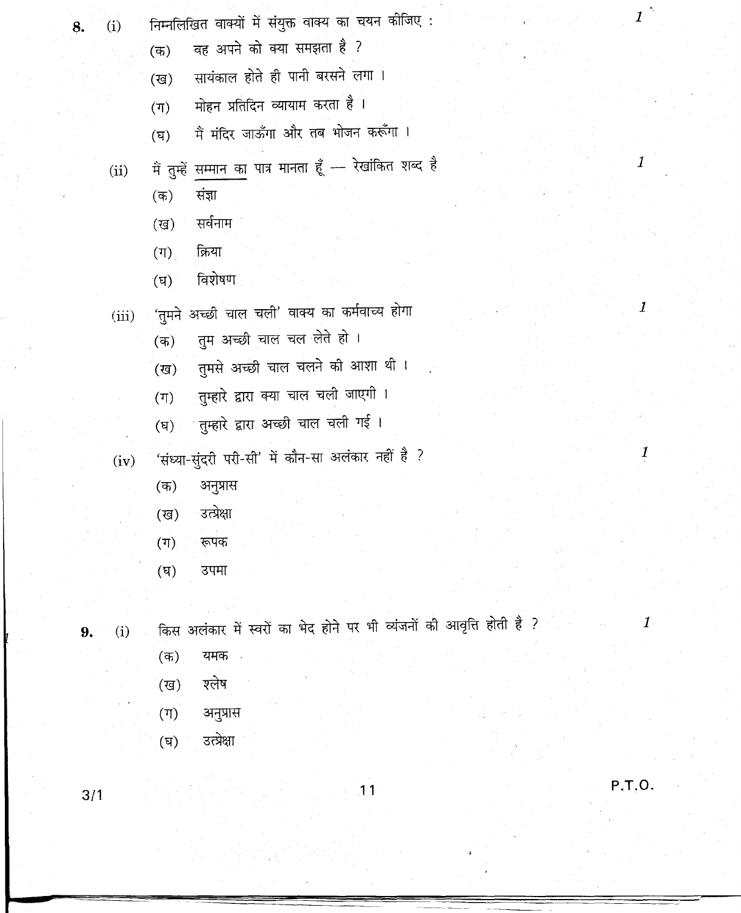8. (i) निम्नलिखित वाक्यों में संयुक्त वाक्य का चयन कीजिए : 1

(क) वह अपने को क्या समझता है ?

(ख) सायंकाल होते ही पानी बरसने लगा ।

(ग) मोहन प्रतिदिन व्यायाम करता है ।

(घ) मैं मंदिर जाऊँगा और तब भोजन करूँगा ।

(ii) मैं तुम्हें <u>सम्मान का</u> पात्र मानता हूँ — रेखांकित शब्द है 1

(क) संज्ञा

(ख) सर्वनाम

(ग) क्रिया

(घ) विशेषण

(iii) 'तुमने अच्छी चाल चली' वाक्य का कर्मवाच्य होगा 1

(क) तुम अच्छी चाल चल लेते हो ।

(ख) तुमसे अच्छी चाल चलने की आशा थी ।

(ग) तुम्हारे द्वारा क्या चाल चली जाएगी ।

(घ) तुम्हारे द्वारा अच्छी चाल चली गई ।

(iv) 'संध्या-सुंदरी परी-सी' में कौन-सा अलंकार नहीं है ? 1

(क) अनुप्रास

(ख) उत्प्रेक्षा

(ग) रूपक

(घ) उपमा

9. (i) किस अलंकार में स्वरों का भेद होने पर भी व्यंजनों की आवृत्ति होती है ? 1

(क) यमक

(ख) श्लेष

(ग) अनुप्रास

(घ) उत्प्रेक्षा

3/1

P.T.O.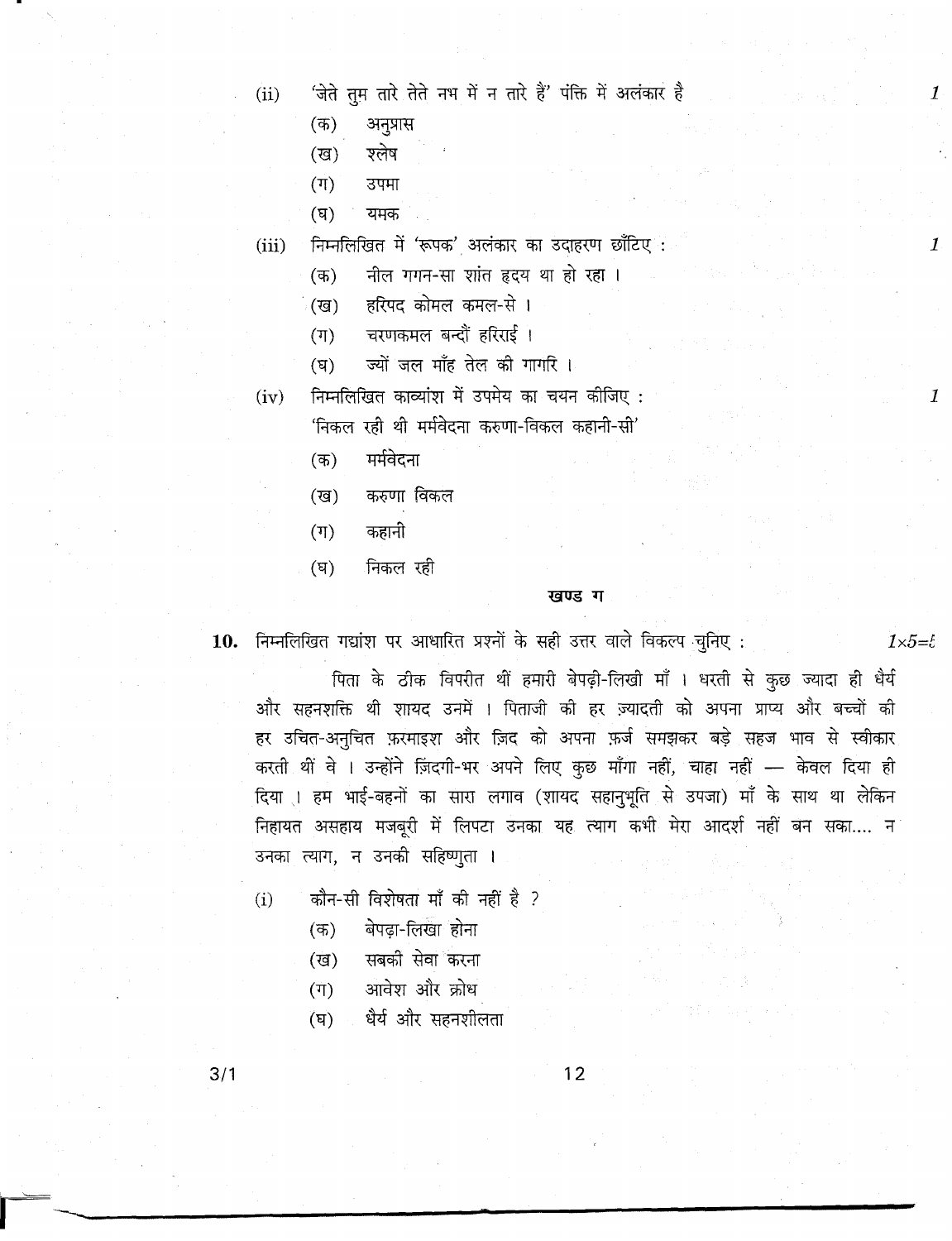(ii) 'जेते तुम तारे तेते नभ में न तारे हैं' पंक्ति में अलंकार है — 1

(क) अनुप्रास

(ख) श्लेष

(ग) उपमा

(घ) यमक

(iii) निम्नलिखित में 'रूपक' अलंकार का उदाहरण छाँटिए : — 1

(क) नील गगन-सा शांत हृदय था हो रहा ।

(ख) हरिपद कोमल कमल-से ।

(ग) चरणकमल बन्दौं हरिराई ।

(घ) ज्यों जल माँह तेल की गागरि ।

(iv) निम्नलिखित काव्यांश में उपमेय का चयन कीजिए : — 1

'निकल रही थी मर्मवेदना करुणा-विकल कहानी-सी'

(क) मर्मवेदना

(ख) करुणा विकल

(ग) कहानी

(घ) निकल रही

## खण्ड ग

**10.** निम्नलिखित गद्यांश पर आधारित प्रश्नों के सही उत्तर वाले विकल्प चुनिए : — 1×5=5

पिता के ठीक विपरीत थीं हमारी बेपढ़ी-लिखी माँ । धरती से कुछ ज़्यादा ही धैर्य और सहनशक्ति थी शायद उनमें । पिताजी की हर ज़्यादती को अपना प्राप्य और बच्चों की हर उचित-अनुचित फ़रमाइश और ज़िद को अपना फ़र्ज़ समझकर बड़े सहज भाव से स्वीकार करती थीं वे । उन्होंने ज़िंदगी-भर अपने लिए कुछ माँगा नहीं, चाहा नहीं — केवल दिया ही दिया । हम भाई-बहनों का सारा लगाव (शायद सहानुभूति से उपजा) माँ के साथ था लेकिन निहायत असहाय मजबूरी में लिपटा उनका यह त्याग कभी मेरा आदर्श नहीं बन सका.... न उनका त्याग, न उनकी सहिष्णुता ।

(i) कौन-सी विशेषता माँ की नहीं है ?

(क) बेपढ़ा-लिखा होना

(ख) सबकी सेवा करना

(ग) आवेश और क्रोध

(घ) धैर्य और सहनशीलता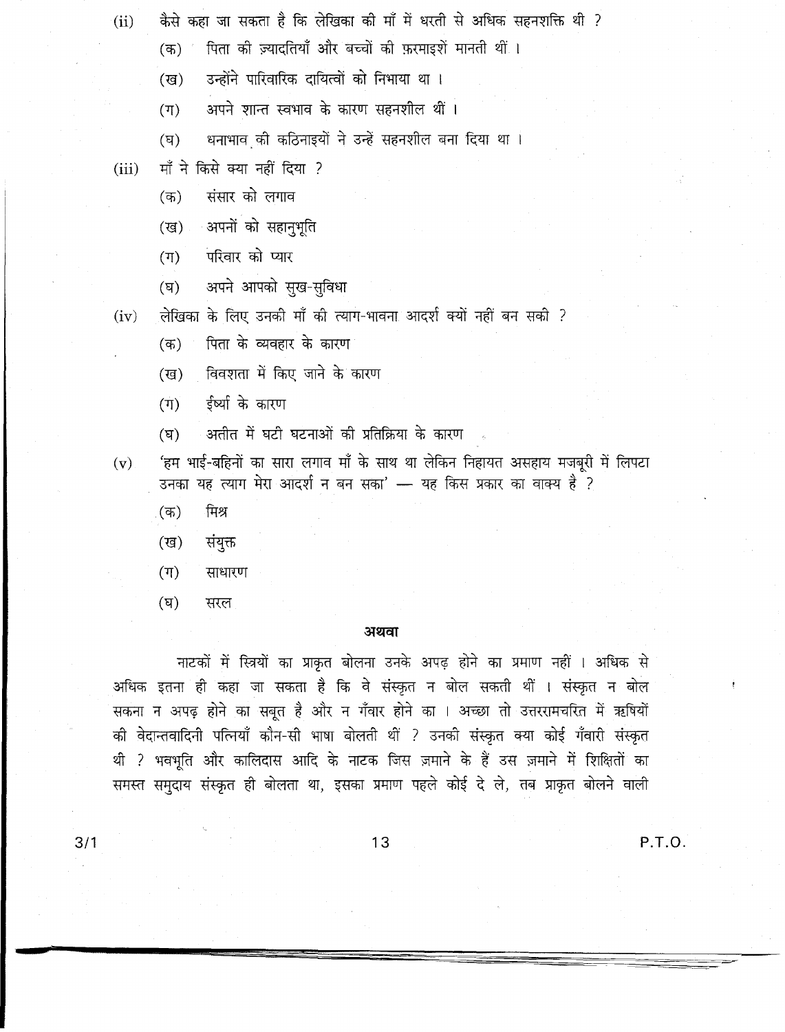(ii) कैसे कहा जा सकता है कि लेखिका की माँ में धरती से अधिक सहनशक्ति थी ?

(क) पिता की ज़्यादतियाँ और बच्चों की फ़रमाइशें मानती थीं ।

(ख) उन्होंने पारिवारिक दायित्वों को निभाया था ।

(ग) अपने शान्त स्वभाव के कारण सहनशील थीं ।

(घ) धनाभाव की कठिनाइयों ने उन्हें सहनशील बना दिया था ।

(iii) माँ ने किसे क्या नहीं दिया ?

(क) संसार को लगाव

(ख) अपनों को सहानुभूति

(ग) परिवार को प्यार

(घ) अपने आपको सुख-सुविधा

(iv) लेखिका के लिए उनकी माँ की त्याग-भावना आदर्श क्यों नहीं बन सकी ?

(क) पिता के व्यवहार के कारण

(ख) विवशता में किए जाने के कारण

(ग) ईर्ष्या के कारण

(घ) अतीत में घटी घटनाओं की प्रतिक्रिया के कारण

(v) 'हम भाई-बहिनों का सारा लगाव माँ के साथ था लेकिन निहायत असहाय मजबूरी में लिपटा उनका यह त्याग मेरा आदर्श न बन सका' — यह किस प्रकार का वाक्य है ?

(क) मिश्र

(ख) संयुक्त

(ग) साधारण

(घ) सरल

**अथवा**

नाटकों में स्त्रियों का प्राकृत बोलना उनके अपढ़ होने का प्रमाण नहीं । अधिक से अधिक इतना ही कहा जा सकता है कि वे संस्कृत न बोल सकती थीं । संस्कृत न बोल सकना न अपढ़ होने का सबूत है और न गँवार होने का । अच्छा तो उत्तररामचरित में ऋषियों की वेदान्तवादिनी पत्नियाँ कौन-सी भाषा बोलती थीं ? उनकी संस्कृत क्या कोई गँवारी संस्कृत थी ? भवभूति और कालिदास आदि के नाटक जिस ज़माने के हैं उस ज़माने में शिक्षितों का समस्त समुदाय संस्कृत ही बोलता था, इसका प्रमाण पहले कोई दे ले, तब प्राकृत बोलने वाली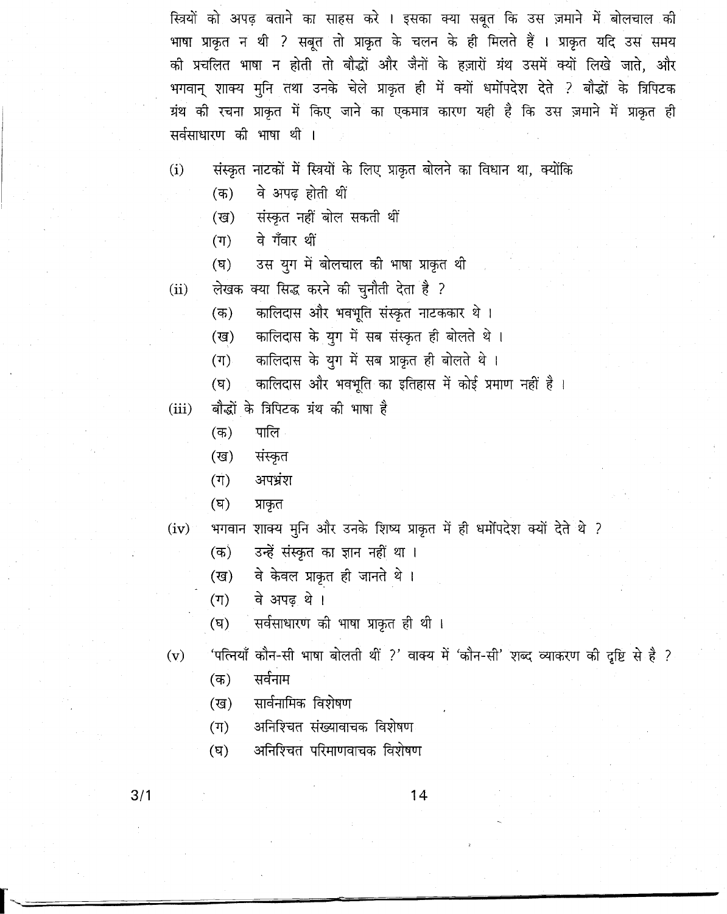स्त्रियों को अपढ़ बताने का साहस करे । इसका क्या सबूत कि उस ज़माने में बोलचाल की भाषा प्राकृत न थी ? सबूत तो प्राकृत के चलन के ही मिलते हैं । प्राकृत यदि उस समय की प्रचलित भाषा न होती तो बौद्धों और जैनों के हज़ारों ग्रंथ उसमें क्यों लिखे जाते, और भगवान् शाक्य मुनि तथा उनके चेले प्राकृत ही में क्यों धर्मोपदेश देते ? बौद्धों के त्रिपिटक ग्रंथ की रचना प्राकृत में किए जाने का एकमात्र कारण यही है कि उस ज़माने में प्राकृत ही सर्वसाधारण की भाषा थी ।

(i) संस्कृत नाटकों में स्त्रियों के लिए प्राकृत बोलने का विधान था, क्योंकि
- (क) वे अपढ़ होती थीं
- (ख) संस्कृत नहीं बोल सकती थीं
- (ग) वे गँवार थीं
- (घ) उस युग में बोलचाल की भाषा प्राकृत थी

(ii) लेखक क्या सिद्ध करने की चुनौती देता है ?
- (क) कालिदास और भवभूति संस्कृत नाटककार थे ।
- (ख) कालिदास के युग में सब संस्कृत ही बोलते थे ।
- (ग) कालिदास के युग में सब प्राकृत ही बोलते थे ।
- (घ) कालिदास और भवभूति का इतिहास में कोई प्रमाण नहीं है ।

(iii) बौद्धों के त्रिपिटक ग्रंथ की भाषा है
- (क) पालि
- (ख) संस्कृत
- (ग) अपभ्रंश
- (घ) प्राकृत

(iv) भगवान शाक्य मुनि और उनके शिष्य प्राकृत में ही धर्मोपदेश क्यों देते थे ?
- (क) उन्हें संस्कृत का ज्ञान नहीं था ।
- (ख) वे केवल प्राकृत ही जानते थे ।
- (ग) वे अपढ़ थे ।
- (घ) सर्वसाधारण की भाषा प्राकृत ही थी ।

(v) 'पत्नियाँ कौन-सी भाषा बोलती थीं ?' वाक्य में 'कौन-सी' शब्द व्याकरण की दृष्टि से है ?
- (क) सर्वनाम
- (ख) सार्वनामिक विशेषण
- (ग) अनिश्चित संख्यावाचक विशेषण
- (घ) अनिश्चित परिमाणवाचक विशेषण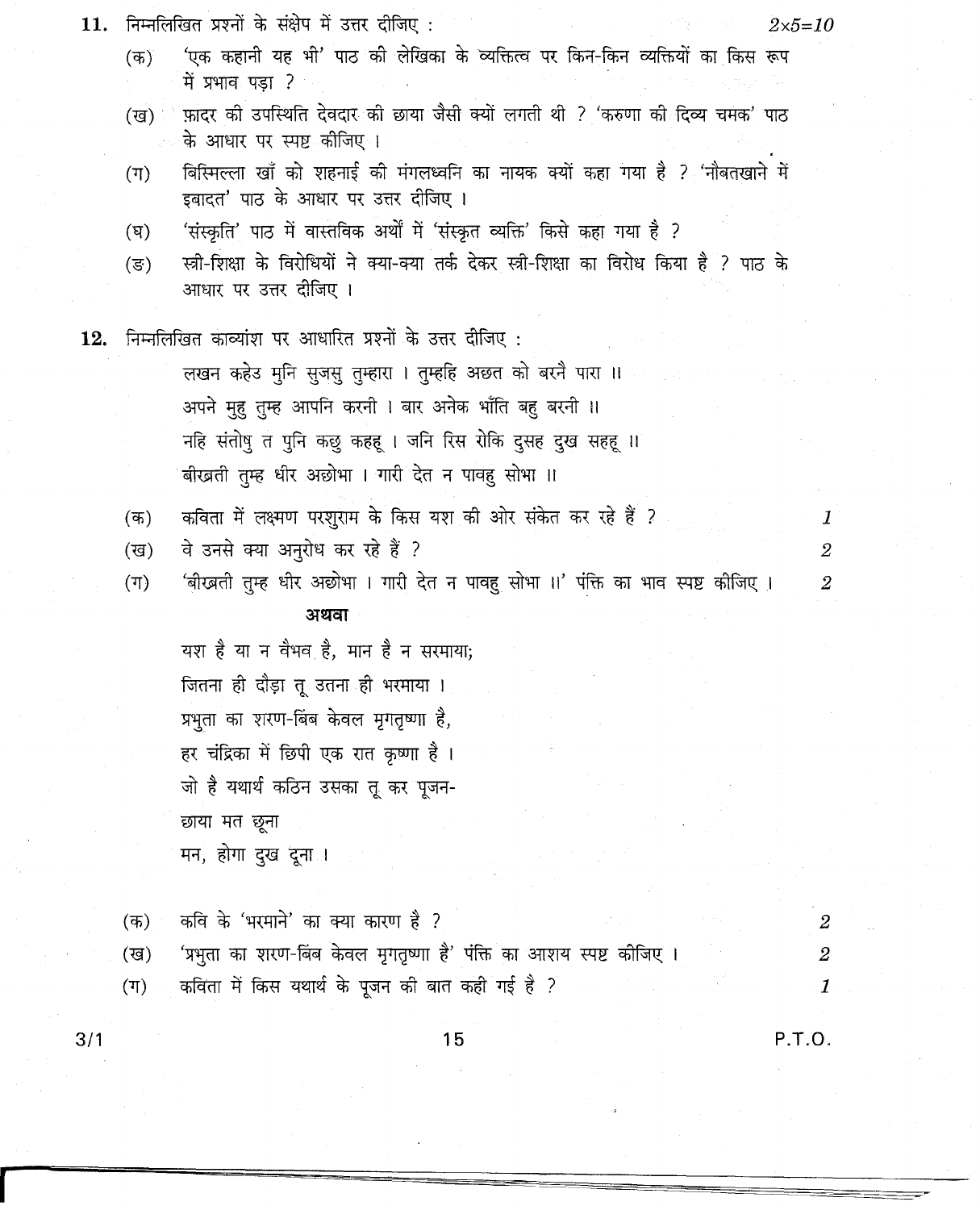**11.** निम्नलिखित प्रश्नों के संक्षेप में उत्तर दीजिए : $2 \times 5 = 10$

(क) 'एक कहानी यह भी' पाठ की लेखिका के व्यक्तित्व पर किन-किन व्यक्तियों का किस रूप में प्रभाव पड़ा ?

(ख) फ़ादर की उपस्थिति देवदार की छाया जैसी क्यों लगती थी ? 'करुणा की दिव्य चमक' पाठ के आधार पर स्पष्ट कीजिए ।

(ग) बिस्मिल्ला खाँ को शहनाई की मंगलध्वनि का नायक क्यों कहा गया है ? 'नौबतखाने में इबादत' पाठ के आधार पर उत्तर दीजिए ।

(घ) 'संस्कृति' पाठ में वास्तविक अर्थों में 'संस्कृत व्यक्ति' किसे कहा गया है ?

(ङ) स्त्री-शिक्षा के विरोधियों ने क्या-क्या तर्क देकर स्त्री-शिक्षा का विरोध किया है ? पाठ के आधार पर उत्तर दीजिए ।

**12.** निम्नलिखित काव्यांश पर आधारित प्रश्नों के उत्तर दीजिए :

> लखन कहेउ मुनि सुजसु तुम्हारा । तुम्हहि अछत को बरनै पारा ॥
> अपने मुहु तुम्ह आपनि करनी । बार अनेक भाँति बहु बरनी ॥
> नहि संतोषु त पुनि कछु कहहू । जनि रिस रोकि दुसह दुख सहहू ॥
> बीरब्रती तुम्ह धीर अछोभा । गारी देत न पावहु सोभा ॥

(क) कविता में लक्ष्मण परशुराम के किस यश की ओर संकेत कर रहे हैं ? 1

(ख) वे उनसे क्या अनुरोध कर रहे हैं ? 2

(ग) 'बीरब्रती तुम्ह धीर अछोभा । गारी देत न पावहु सोभा ॥' पंक्ति का भाव स्पष्ट कीजिए । 2

**अथवा**

> यश है या न वैभव है, मान है न सरमाया;
> जितना ही दौड़ा तू उतना ही भरमाया ।
> प्रभुता का शरण-बिंब केवल मृगतृष्णा है,
> हर चंद्रिका में छिपी एक रात कृष्णा है ।
> जो है यथार्थ कठिन उसका तू कर पूजन-
> छाया मत छूना
> मन, होगा दुख दूना ।

(क) कवि के 'भरमाने' का क्या कारण है ? 2

(ख) 'प्रभुता का शरण-बिंब केवल मृगतृष्णा है' पंक्ति का आशय स्पष्ट कीजिए । 2

(ग) कविता में किस यथार्थ के पूजन की बात कही गई है ? 1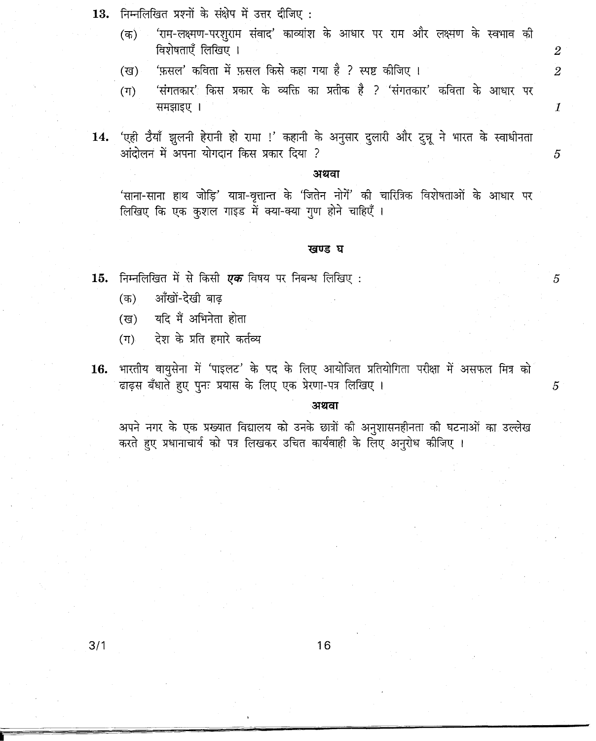**13.** निम्नलिखित प्रश्नों के संक्षेप में उत्तर दीजिए :

(क) 'राम-लक्ष्मण-परशुराम संवाद' काव्यांश के आधार पर राम और लक्ष्मण के स्वभाव की विशेषताएँ लिखिए । 2

(ख) 'फ़सल' कविता में फ़सल किसे कहा गया है ? स्पष्ट कीजिए । 2

(ग) 'संगतकार' किस प्रकार के व्यक्ति का प्रतीक है ? 'संगतकार' कविता के आधार पर समझाइए । 1

**14.** 'एही ठैयाँ झुलनी हेरानी हो रामा !' कहानी के अनुसार दुलारी और टुन्नू ने भारत के स्वाधीनता आंदोलन में अपना योगदान किस प्रकार दिया ? 5

**अथवा**

'साना-साना हाथ जोड़ि' यात्रा-वृत्तान्त के 'जितेन नोर्गे' की चारित्रिक विशेषताओं के आधार पर लिखिए कि एक कुशल गाइड में क्या-क्या गुण होने चाहिएँ ।

## खण्ड घ

**15.** निम्नलिखित में से किसी ***एक*** विषय पर निबन्ध लिखिए : 5

(क) आँखों-देखी बाढ़

(ख) यदि मैं अभिनेता होता

(ग) देश के प्रति हमारे कर्तव्य

**16.** भारतीय वायुसेना में 'पाइलट' के पद के लिए आयोजित प्रतियोगिता परीक्षा में असफल मित्र को ढाढ़स बँधाते हुए पुनः प्रयास के लिए एक प्रेरणा-पत्र लिखिए । 5

**अथवा**

अपने नगर के एक प्रख्यात विद्यालय को उनके छात्रों की अनुशासनहीनता की घटनाओं का उल्लेख करते हुए प्रधानाचार्य को पत्र लिखकर उचित कार्यवाही के लिए अनुरोध कीजिए ।